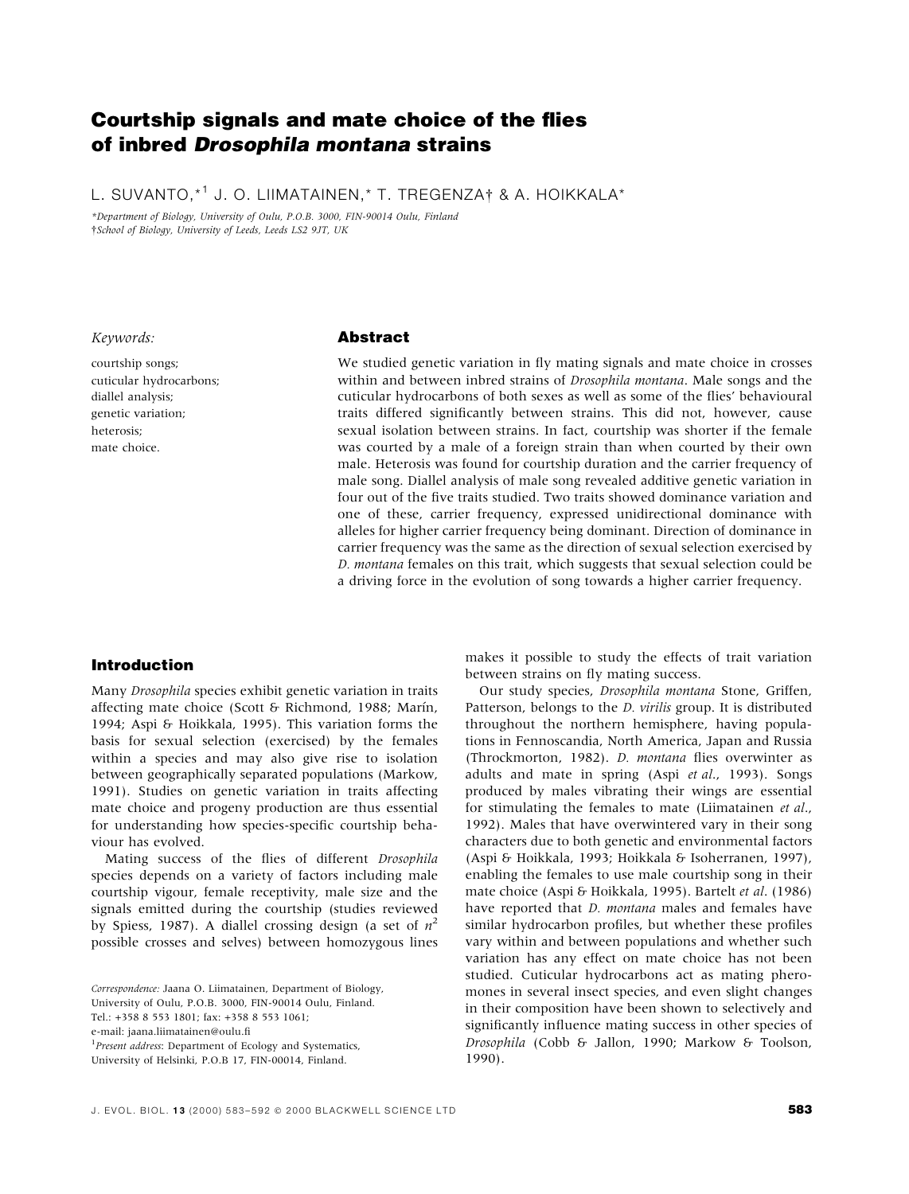# Courtship signals and mate choice of the flies of inbred *Drosophila montana* strains

L. SUVANTO,*[1] J. O. LIIMATAINEN,* T. TREGENZA† & A. HOIKKALA*

*Department of Biology, University of Oulu, P.O.B. 3000, FIN-90014 Oulu, Finland
†School of Biology, University of Leeds, Leeds LS2 9JT, UK

*Keywords:*

courtship songs;
cuticular hydrocarbons;
diallel analysis;
genetic variation;
heterosis;
mate choice.

## Abstract

We studied genetic variation in fly mating signals and mate choice in crosses within and between inbred strains of *Drosophila montana*. Male songs and the cuticular hydrocarbons of both sexes as well as some of the flies' behavioural traits differed significantly between strains. This did not, however, cause sexual isolation between strains. In fact, courtship was shorter if the female was courted by a male of a foreign strain than when courted by their own male. Heterosis was found for courtship duration and the carrier frequency of male song. Diallel analysis of male song revealed additive genetic variation in four out of the five traits studied. Two traits showed dominance variation and one of these, carrier frequency, expressed unidirectional dominance with alleles for higher carrier frequency being dominant. Direction of dominance in carrier frequency was the same as the direction of sexual selection exercised by *D. montana* females on this trait, which suggests that sexual selection could be a driving force in the evolution of song towards a higher carrier frequency.

## Introduction

Many *Drosophila* species exhibit genetic variation in traits affecting mate choice (Scott & Richmond, 1988; Marín, 1994; Aspi & Hoikkala, 1995). This variation forms the basis for sexual selection (exercised) by the females within a species and may also give rise to isolation between geographically separated populations (Markow, 1991). Studies on genetic variation in traits affecting mate choice and progeny production are thus essential for understanding how species-specific courtship behaviour has evolved.

Mating success of the flies of different *Drosophila* species depends on a variety of factors including male courtship vigour, female receptivity, male size and the signals emitted during the courtship (studies reviewed by Spiess, 1987). A diallel crossing design (a set of $n^2$ possible crosses and selves) between homozygous lines makes it possible to study the effects of trait variation between strains on fly mating success.

Our study species, *Drosophila montana* Stone, Griffen, Patterson, belongs to the *D. virilis* group. It is distributed throughout the northern hemisphere, having populations in Fennoscandia, North America, Japan and Russia (Throckmorton, 1982). *D. montana* flies overwinter as adults and mate in spring (Aspi *et al*., 1993). Songs produced by males vibrating their wings are essential for stimulating the females to mate (Liimatainen *et al*., 1992). Males that have overwintered vary in their song characters due to both genetic and environmental factors (Aspi & Hoikkala, 1993; Hoikkala & Isoherranen, 1997), enabling the females to use male courtship song in their mate choice (Aspi & Hoikkala, 1995). Bartelt *et al*. (1986) have reported that *D. montana* males and females have similar hydrocarbon profiles, but whether these profiles vary within and between populations and whether such variation has any effect on mate choice has not been studied. Cuticular hydrocarbons act as mating pheromones in several insect species, and even slight changes in their composition have been shown to selectively and significantly influence mating success in other species of *Drosophila* (Cobb & Jallon, 1990; Markow & Toolson, 1990).

*Correspondence:* Jaana O. Liimatainen, Department of Biology, University of Oulu, P.O.B. 3000, FIN-90014 Oulu, Finland.
Tel.: +358 8 553 1801; fax: +358 8 553 1061;
e-mail: jaana.liimatainen@oulu.fi

[1]*Present address*: Department of Ecology and Systematics, University of Helsinki, P.O.B 17, FIN-00014, Finland.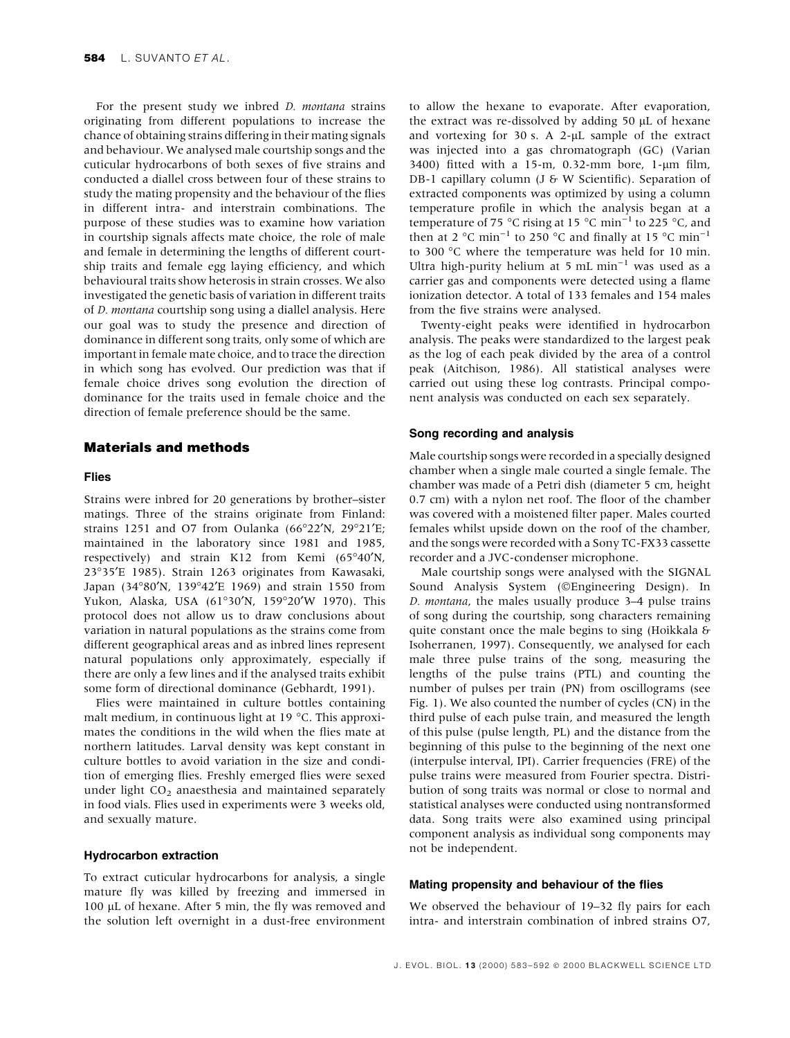For the present study we inbred *D. montana* strains originating from different populations to increase the chance of obtaining strains differing in their mating signals and behaviour. We analysed male courtship songs and the cuticular hydrocarbons of both sexes of five strains and conducted a diallel cross between four of these strains to study the mating propensity and the behaviour of the flies in different intra- and interstrain combinations. The purpose of these studies was to examine how variation in courtship signals affects mate choice, the role of male and female in determining the lengths of different courtship traits and female egg laying efficiency, and which behavioural traits show heterosis in strain crosses. We also investigated the genetic basis of variation in different traits of *D. montana* courtship song using a diallel analysis. Here our goal was to study the presence and direction of dominance in different song traits, only some of which are important in female mate choice, and to trace the direction in which song has evolved. Our prediction was that if female choice drives song evolution the direction of dominance for the traits used in female choice and the direction of female preference should be the same.

## Materials and methods

### Flies

Strains were inbred for 20 generations by brother–sister matings. Three of the strains originate from Finland: strains 1251 and O7 from Oulanka (66°22′N, 29°21′E; maintained in the laboratory since 1981 and 1985, respectively) and strain K12 from Kemi (65°40′N, 23°35′E 1985). Strain 1263 originates from Kawasaki, Japan (34°80′N, 139°42′E 1969) and strain 1550 from Yukon, Alaska, USA (61°30′N, 159°20′W 1970). This protocol does not allow us to draw conclusions about variation in natural populations as the strains come from different geographical areas and as inbred lines represent natural populations only approximately, especially if there are only a few lines and if the analysed traits exhibit some form of directional dominance (Gebhardt, 1991).

Flies were maintained in culture bottles containing malt medium, in continuous light at 19 °C. This approximates the conditions in the wild when the flies mate at northern latitudes. Larval density was kept constant in culture bottles to avoid variation in the size and condition of emerging flies. Freshly emerged flies were sexed under light $CO_2$ anaesthesia and maintained separately in food vials. Flies used in experiments were 3 weeks old, and sexually mature.

### Hydrocarbon extraction

To extract cuticular hydrocarbons for analysis, a single mature fly was killed by freezing and immersed in 100 μL of hexane. After 5 min, the fly was removed and the solution left overnight in a dust-free environment to allow the hexane to evaporate. After evaporation, the extract was re-dissolved by adding 50 μL of hexane and vortexing for 30 s. A 2-μL sample of the extract was injected into a gas chromatograph (GC) (Varian 3400) fitted with a 15-m, 0.32-mm bore, 1-μm film, DB-1 capillary column (J & W Scientific). Separation of extracted components was optimized by using a column temperature profile in which the analysis began at a temperature of 75 °C rising at 15 °C $min^{-1}$ to 225 °C, and then at 2 °C $min^{-1}$ to 250 °C and finally at 15 °C $min^{-1}$ to 300 °C where the temperature was held for 10 min. Ultra high-purity helium at 5 mL $min^{-1}$ was used as a carrier gas and components were detected using a flame ionization detector. A total of 133 females and 154 males from the five strains were analysed.

Twenty-eight peaks were identified in hydrocarbon analysis. The peaks were standardized to the largest peak as the log of each peak divided by the area of a control peak (Aitchison, 1986). All statistical analyses were carried out using these log contrasts. Principal component analysis was conducted on each sex separately.

### Song recording and analysis

Male courtship songs were recorded in a specially designed chamber when a single male courted a single female. The chamber was made of a Petri dish (diameter 5 cm, height 0.7 cm) with a nylon net roof. The floor of the chamber was covered with a moistened filter paper. Males courted females whilst upside down on the roof of the chamber, and the songs were recorded with a Sony TC-FX33 cassette recorder and a JVC-condenser microphone.

Male courtship songs were analysed with the SIGNAL Sound Analysis System (©Engineering Design). In *D. montana*, the males usually produce 3–4 pulse trains of song during the courtship, song characters remaining quite constant once the male begins to sing (Hoikkala & Isoherranen, 1997). Consequently, we analysed for each male three pulse trains of the song, measuring the lengths of the pulse trains (PTL) and counting the number of pulses per train (PN) from oscillograms (see Fig. 1). We also counted the number of cycles (CN) in the third pulse of each pulse train, and measured the length of this pulse (pulse length, PL) and the distance from the beginning of this pulse to the beginning of the next one (interpulse interval, IPI). Carrier frequencies (FRE) of the pulse trains were measured from Fourier spectra. Distribution of song traits was normal or close to normal and statistical analyses were conducted using nontransformed data. Song traits were also examined using principal component analysis as individual song components may not be independent.

### Mating propensity and behaviour of the flies

We observed the behaviour of 19–32 fly pairs for each intra- and interstrain combination of inbred strains O7,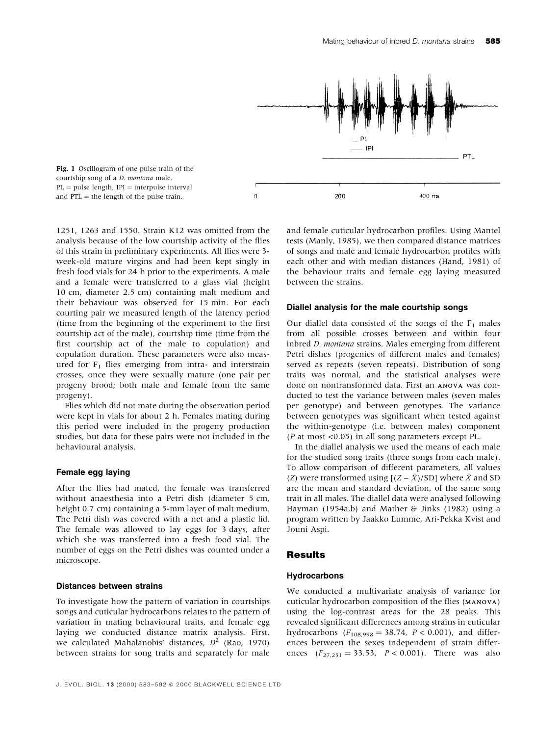**Fig. 1** Oscillogram of one pulse train of the courtship song of a *D. montana* male. PL = pulse length, IPI = interpulse interval and PTL = the length of the pulse train.

1251, 1263 and 1550. Strain K12 was omitted from the analysis because of the low courtship activity of the flies of this strain in preliminary experiments. All flies were 3-week-old mature virgins and had been kept singly in fresh food vials for 24 h prior to the experiments. A male and a female were transferred to a glass vial (height 10 cm, diameter 2.5 cm) containing malt medium and their behaviour was observed for 15 min. For each courting pair we measured length of the latency period (time from the beginning of the experiment to the first courtship act of the male), courtship time (time from the first courtship act of the male to copulation) and copulation duration. These parameters were also measured for $F_1$ flies emerging from intra- and interstrain crosses, once they were sexually mature (one pair per progeny brood; both male and female from the same progeny).

Flies which did not mate during the observation period were kept in vials for about 2 h. Females mating during this period were included in the progeny production studies, but data for these pairs were not included in the behavioural analysis.

### Female egg laying

After the flies had mated, the female was transferred without anaesthesia into a Petri dish (diameter 5 cm, height 0.7 cm) containing a 5-mm layer of malt medium. The Petri dish was covered with a net and a plastic lid. The female was allowed to lay eggs for 3 days, after which she was transferred into a fresh food vial. The number of eggs on the Petri dishes was counted under a microscope.

### Distances between strains

To investigate how the pattern of variation in courtships songs and cuticular hydrocarbons relates to the pattern of variation in mating behavioural traits, and female egg laying we conducted distance matrix analysis. First, we calculated Mahalanobis' distances, $D^2$ (Rao, 1970) between strains for song traits and separately for male and female cuticular hydrocarbon profiles. Using Mantel tests (Manly, 1985), we then compared distance matrices of songs and male and female hydrocarbon profiles with each other and with median distances (Hand, 1981) of the behaviour traits and female egg laying measured between the strains.

### Diallel analysis for the male courtship songs

Our diallel data consisted of the songs of the $F_1$ males from all possible crosses between and within four inbred *D. montana* strains. Males emerging from different Petri dishes (progenies of different males and females) served as repeats (seven repeats). Distribution of song traits was normal, and the statistical analyses were done on nontransformed data. First an ANOVA was conducted to test the variance between males (seven males per genotype) and between genotypes. The variance between genotypes was significant when tested against the within-genotype (i.e. between males) component ($P$ at most <0.05) in all song parameters except PL.

In the diallel analysis we used the means of each male for the studied song traits (three songs from each male). To allow comparison of different parameters, all values ($Z$) were transformed using $[(Z - \bar{X})/\mathrm{SD}]$ where $\bar{X}$ and SD are the mean and standard deviation, of the same song trait in all males. The diallel data were analysed following Hayman (1954a,b) and Mather & Jinks (1982) using a program written by Jaakko Lumme, Ari-Pekka Kvist and Jouni Aspi.

## Results

### Hydrocarbons

We conducted a multivariate analysis of variance for cuticular hydrocarbon composition of the flies (MANOVA) using the log-contrast areas for the 28 peaks. This revealed significant differences among strains in cuticular hydrocarbons ($F_{108,998} = 38.74$, $P < 0.001$), and differences between the sexes independent of strain differences ($F_{27,251} = 33.53$, $P < 0.001$). There was also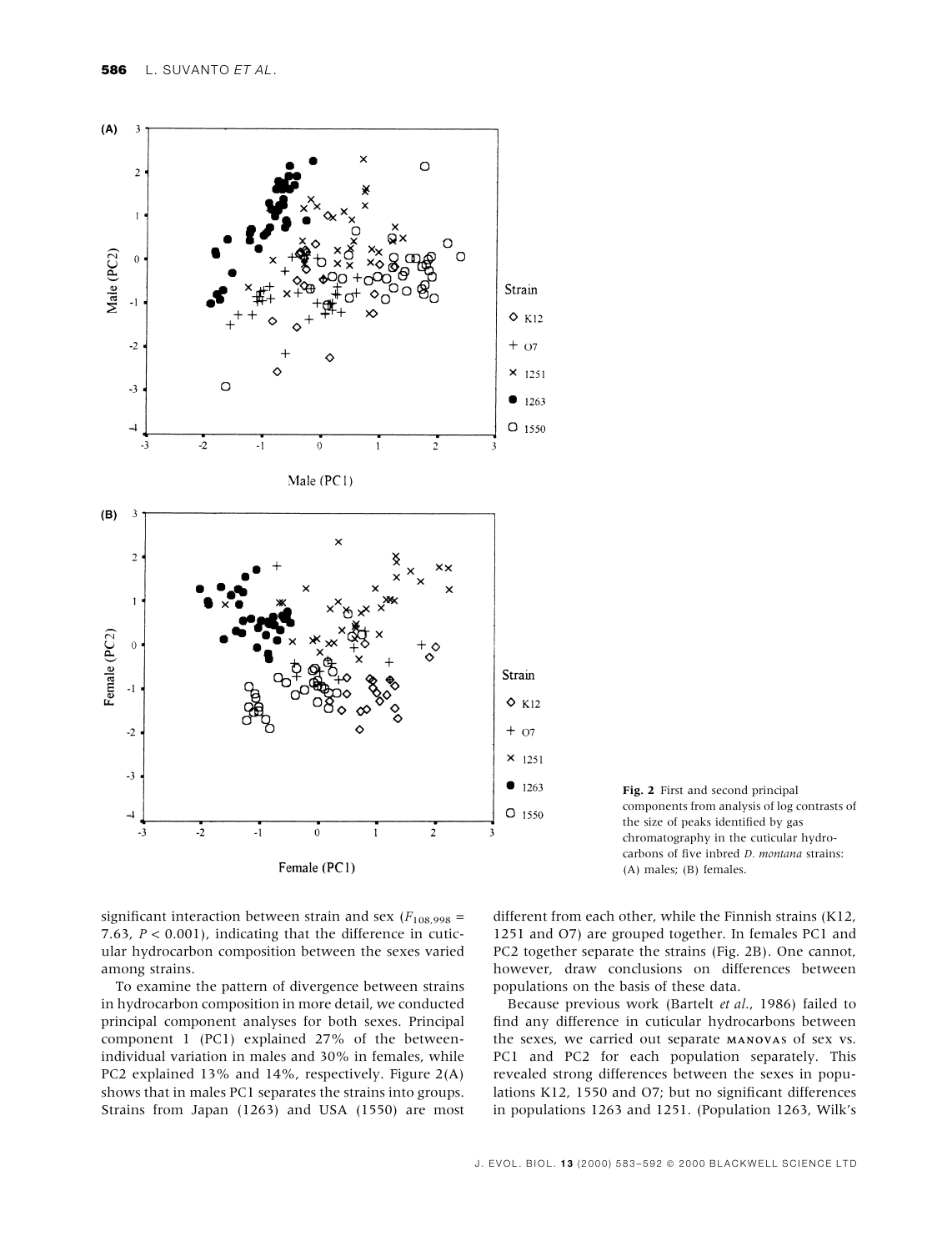**Fig. 2** First and second principal components from analysis of log contrasts of the size of peaks identified by gas chromatography in the cuticular hydrocarbons of five inbred *D. montana* strains: (A) males; (B) females.

significant interaction between strain and sex ($F_{108,998}$ = 7.63, $P < 0.001$), indicating that the difference in cuticular hydrocarbon composition between the sexes varied among strains.

To examine the pattern of divergence between strains in hydrocarbon composition in more detail, we conducted principal component analyses for both sexes. Principal component 1 (PC1) explained 27% of the between-individual variation in males and 30% in females, while PC2 explained 13% and 14%, respectively. Figure 2(A) shows that in males PC1 separates the strains into groups. Strains from Japan (1263) and USA (1550) are most different from each other, while the Finnish strains (K12, 1251 and O7) are grouped together. In females PC1 and PC2 together separate the strains (Fig. 2B). One cannot, however, draw conclusions on differences between populations on the basis of these data.

Because previous work (Bartelt *et al*., 1986) failed to find any difference in cuticular hydrocarbons between the sexes, we carried out separate MANOVAS of sex vs. PC1 and PC2 for each population separately. This revealed strong differences between the sexes in populations K12, 1550 and O7; but no significant differences in populations 1263 and 1251. (Population 1263, Wilk's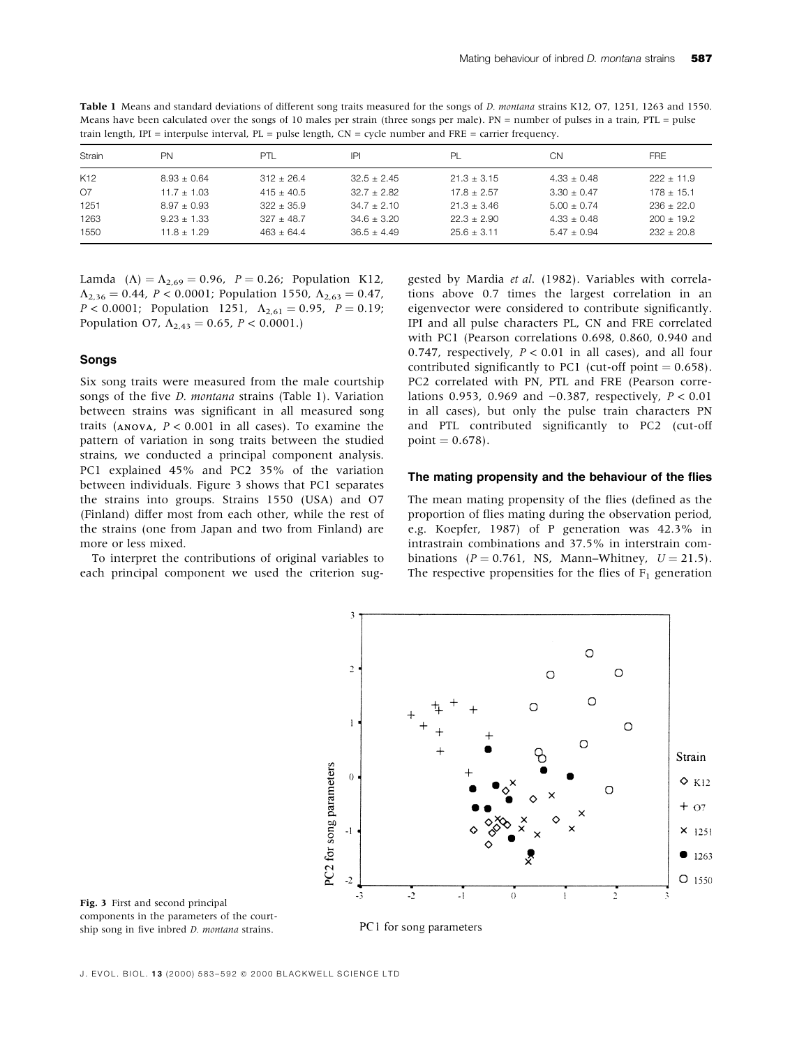**Table 1** Means and standard deviations of different song traits measured for the songs of *D. montana* strains K12, O7, 1251, 1263 and 1550. Means have been calculated over the songs of 10 males per strain (three songs per male). PN = number of pulses in a train, PTL = pulse train length, IPI = interpulse interval, PL = pulse length, CN = cycle number and FRE = carrier frequency.

| Strain | PN | PTL | IPI | PL | CN | FRE |
|---|---|---|---|---|---|---|
| K12 | 8.93 ± 0.64 | 312 ± 26.4 | 32.5 ± 2.45 | 21.3 ± 3.15 | 4.33 ± 0.48 | 222 ± 11.9 |
| O7 | 11.7 ± 1.03 | 415 ± 40.5 | 32.7 ± 2.82 | 17.8 ± 2.57 | 3.30 ± 0.47 | 178 ± 15.1 |
| 1251 | 8.97 ± 0.93 | 322 ± 35.9 | 34.7 ± 2.10 | 21.3 ± 3.46 | 5.00 ± 0.74 | 236 ± 22.0 |
| 1263 | 9.23 ± 1.33 | 327 ± 48.7 | 34.6 ± 3.20 | 22.3 ± 2.90 | 4.33 ± 0.48 | 200 ± 19.2 |
| 1550 | 11.8 ± 1.29 | 463 ± 64.4 | 36.5 ± 4.49 | 25.6 ± 3.11 | 5.47 ± 0.94 | 232 ± 20.8 |

Lamda $(\Lambda) = \Lambda_{2,69} = 0.96$, $P = 0.26$; Population K12, $\Lambda_{2,36} = 0.44$, $P < 0.0001$; Population 1550, $\Lambda_{2,63} = 0.47$, $P < 0.0001$; Population 1251, $\Lambda_{2,61} = 0.95$, $P = 0.19$; Population O7, $\Lambda_{2,43} = 0.65$, $P < 0.0001$.)

### Songs

Six song traits were measured from the male courtship songs of the five *D. montana* strains (Table 1). Variation between strains was significant in all measured song traits (ANOVA, $P < 0.001$ in all cases). To examine the pattern of variation in song traits between the studied strains, we conducted a principal component analysis. PC1 explained 45% and PC2 35% of the variation between individuals. Figure 3 shows that PC1 separates the strains into groups. Strains 1550 (USA) and O7 (Finland) differ most from each other, while the rest of the strains (one from Japan and two from Finland) are more or less mixed.

To interpret the contributions of original variables to each principal component we used the criterion suggested by Mardia *et al.* (1982). Variables with correlations above 0.7 times the largest correlation in an eigenvector were considered to contribute significantly. IPI and all pulse characters PL, CN and FRE correlated with PC1 (Pearson correlations 0.698, 0.860, 0.940 and 0.747, respectively, $P < 0.01$ in all cases), and all four contributed significantly to PC1 (cut-off point = 0.658). PC2 correlated with PN, PTL and FRE (Pearson correlations 0.953, 0.969 and −0.387, respectively, $P < 0.01$ in all cases), but only the pulse train characters PN and PTL contributed significantly to PC2 (cut-off point = 0.678).

### The mating propensity and the behaviour of the flies

The mean mating propensity of the flies (defined as the proportion of flies mating during the observation period, e.g. Koepfer, 1987) of P generation was 42.3% in intrastrain combinations and 37.5% in interstrain combinations ($P = 0.761$, NS, Mann–Whitney, $U = 21.5$). The respective propensities for the flies of $F_1$ generation

**Fig. 3** First and second principal components in the parameters of the courtship song in five inbred *D. montana* strains.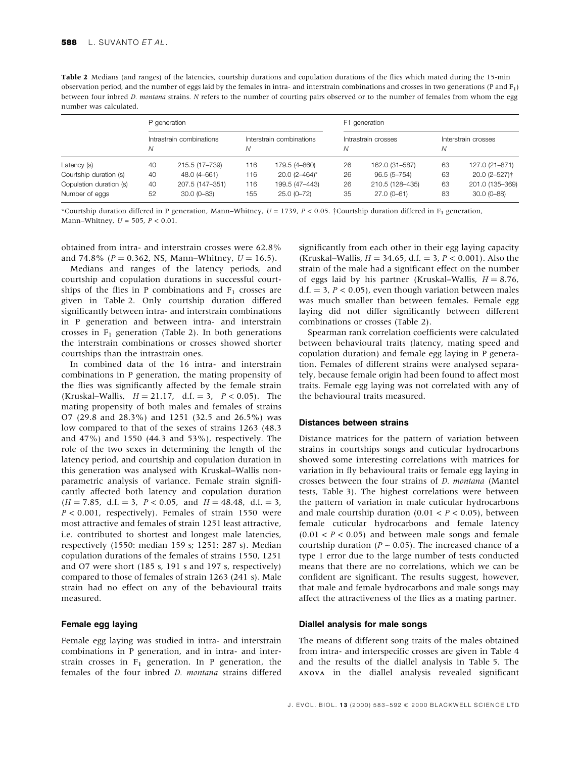**Table 2** Medians (and ranges) of the latencies, courtship durations and copulation durations of the flies which mated during the 15-min observation period, and the number of eggs laid by the females in intra- and interstrain combinations and crosses in two generations (P and $F_1$) between four inbred *D. montana* strains. *N* refers to the number of courting pairs observed or to the number of females from whom the egg number was calculated.

| | P generation | | | | F1 generation | | | |
|---|---|---|---|---|---|---|---|---|
| | Intrastrain combinations | | Interstrain combinations | | Intrastrain crosses | | Interstrain crosses | |
| | *N* | | *N* | | *N* | | *N* | |
| Latency (s) | 40 | 215.5 (17–739) | 116 | 179.5 (4–860) | 26 | 162.0 (31–587) | 63 | 127.0 (21–871) |
| Courtship duration (s) | 40 | 48.0 (4–661) | 116 | 20.0 (2–464)* | 26 | 96.5 (5–754) | 63 | 20.0 (2–527)† |
| Copulation duration (s) | 40 | 207.5 (147–351) | 116 | 199.5 (47–443) | 26 | 210.5 (128–435) | 63 | 201.0 (135–369) |
| Number of eggs | 52 | 30.0 (0–83) | 155 | 25.0 (0–72) | 35 | 27.0 (0–61) | 83 | 30.0 (0–88) |

*Courtship duration differed in P generation, Mann–Whitney, $U = 1739$, $P < 0.05$. †Courtship duration differed in $F_1$ generation, Mann–Whitney, $U = 505$, $P < 0.01$.

obtained from intra- and interstrain crosses were 62.8% and 74.8% ($P = 0.362$, NS, Mann–Whitney, $U = 16.5$).

Medians and ranges of the latency periods, and courtship and copulation durations in successful courtships of the flies in P combinations and $F_1$ crosses are given in Table 2. Only courtship duration differed significantly between intra- and interstrain combinations in P generation and between intra- and interstrain crosses in $F_1$ generation (Table 2). In both generations the interstrain combinations or crosses showed shorter courtships than the intrastrain ones.

In combined data of the 16 intra- and interstrain combinations in P generation, the mating propensity of the flies was significantly affected by the female strain (Kruskal–Wallis, $H = 21.17$, d.f. $= 3$, $P < 0.05$). The mating propensity of both males and females of strains O7 (29.8 and 28.3%) and 1251 (32.5 and 26.5%) was low compared to that of the sexes of strains 1263 (48.3 and 47%) and 1550 (44.3 and 53%), respectively. The role of the two sexes in determining the length of the latency period, and courtship and copulation duration in this generation was analysed with Kruskal–Wallis nonparametric analysis of variance. Female strain significantly affected both latency and copulation duration ($H = 7.85$, d.f. $= 3$, $P < 0.05$, and $H = 48.48$, d.f. $= 3$, $P < 0.001$, respectively). Females of strain 1550 were most attractive and females of strain 1251 least attractive, i.e. contributed to shortest and longest male latencies, respectively (1550: median 159 s; 1251: 287 s). Median copulation durations of the females of strains 1550, 1251 and O7 were short (185 s, 191 s and 197 s, respectively) compared to those of females of strain 1263 (241 s). Male strain had no effect on any of the behavioural traits measured.

### Female egg laying

Female egg laying was studied in intra- and interstrain combinations in P generation, and in intra- and interstrain crosses in $F_1$ generation. In P generation, the females of the four inbred *D. montana* strains differed significantly from each other in their egg laying capacity (Kruskal–Wallis, $H = 34.65$, d.f. $= 3$, $P < 0.001$). Also the strain of the male had a significant effect on the number of eggs laid by his partner (Kruskal–Wallis, $H = 8.76$, d.f. $= 3$, $P < 0.05$), even though variation between males was much smaller than between females. Female egg laying did not differ significantly between different combinations or crosses (Table 2).

Spearman rank correlation coefficients were calculated between behavioural traits (latency, mating speed and copulation duration) and female egg laying in P generation. Females of different strains were analysed separately, because female origin had been found to affect most traits. Female egg laying was not correlated with any of the behavioural traits measured.

### Distances between strains

Distance matrices for the pattern of variation between strains in courtships songs and cuticular hydrocarbons showed some interesting correlations with matrices for variation in fly behavioural traits or female egg laying in crosses between the four strains of *D. montana* (Mantel tests, Table 3). The highest correlations were between the pattern of variation in male cuticular hydrocarbons and male courtship duration ($0.01 < P < 0.05$), between female cuticular hydrocarbons and female latency ($0.01 < P < 0.05$) and between male songs and female courtship duration ($P \sim 0.05$). The increased chance of a type 1 error due to the large number of tests conducted means that there are no correlations, which we can be confident are significant. The results suggest, however, that male and female hydrocarbons and male songs may affect the attractiveness of the flies as a mating partner.

### Diallel analysis for male songs

The means of different song traits of the males obtained from intra- and interspecific crosses are given in Table 4 and the results of the diallel analysis in Table 5. The ANOVA in the diallel analysis revealed significant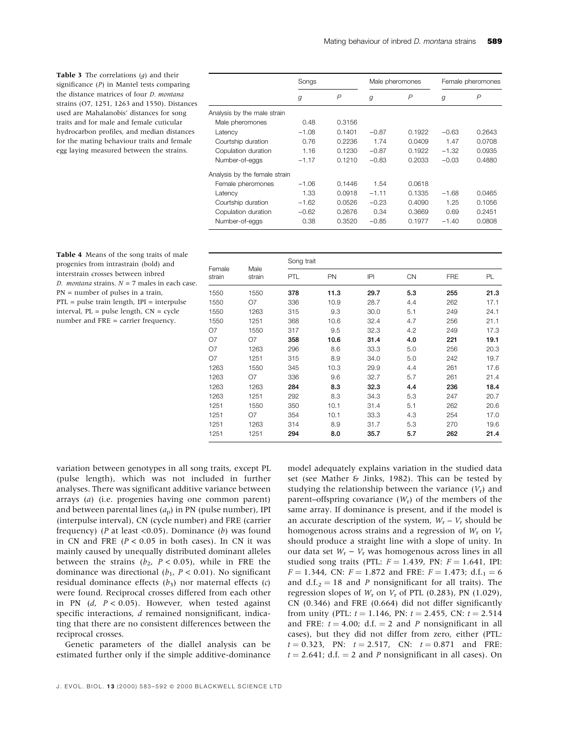**Table 3** The correlations ($g$) and their significance ($P$) in Mantel tests comparing the distance matrices of four *D. montana* strains (O7, 1251, 1263 and 1550). Distances used are Mahalanobis' distances for song traits and for male and female cuticular hydrocarbon profiles, and median distances for the mating behaviour traits and female egg laying measured between the strains.

| | Songs | | Male pheromones | | Female pheromones | |
|---|---|---|---|---|---|---|
| | $g$ | $P$ | $g$ | $P$ | $g$ | $P$ |
| Analysis by the male strain | | | | | | |
| Male pheromones | 0.48 | 0.3156 | | | | |
| Latency | −1.08 | 0.1401 | −0.87 | 0.1922 | −0.63 | 0.2643 |
| Courtship duration | 0.76 | 0.2236 | 1.74 | 0.0409 | 1.47 | 0.0708 |
| Copulation duration | 1.16 | 0.1230 | −0.87 | 0.1922 | −1.32 | 0.0935 |
| Number-of-eggs | −1.17 | 0.1210 | −0.83 | 0.2033 | −0.03 | 0.4880 |
| Analysis by the female strain | | | | | | |
| Female pheromones | −1.06 | 0.1446 | 1.54 | 0.0618 | | |
| Latency | 1.33 | 0.0918 | −1.11 | 0.1335 | −1.68 | 0.0465 |
| Courtship duration | −1.62 | 0.0526 | −0.23 | 0.4090 | 1.25 | 0.1056 |
| Copulation duration | −0.62 | 0.2676 | 0.34 | 0.3669 | 0.69 | 0.2451 |
| Number-of-eggs | 0.38 | 0.3520 | −0.85 | 0.1977 | −1.40 | 0.0808 |

**Table 4** Means of the song traits of male progenies from intrastrain (bold) and interstrain crosses between inbred *D. montana* strains. $N = 7$ males in each case. PN = number of pulses in a train, PTL = pulse train length, IPI = interpulse interval, PL = pulse length, CN = cycle number and FRE = carrier frequency.

| Female strain | Male strain | Song trait | | | | | |
|---|---|---|---|---|---|---|---|
| | | PTL | PN | IPI | CN | FRE | PL |
| 1550 | 1550 | **378** | **11.3** | **29.7** | **5.3** | **255** | **21.3** |
| 1550 | O7 | 336 | 10.9 | 28.7 | 4.4 | 262 | 17.1 |
| 1550 | 1263 | 315 | 9.3 | 30.0 | 5.1 | 249 | 24.1 |
| 1550 | 1251 | 368 | 10.6 | 32.4 | 4.7 | 256 | 21.1 |
| O7 | 1550 | 317 | 9.5 | 32.3 | 4.2 | 249 | 17.3 |
| O7 | O7 | **358** | **10.6** | **31.4** | **4.0** | **221** | **19.1** |
| O7 | 1263 | 296 | 8.6 | 33.3 | 5.0 | 256 | 20.3 |
| O7 | 1251 | 315 | 8.9 | 34.0 | 5.0 | 242 | 19.7 |
| 1263 | 1550 | 345 | 10.3 | 29.9 | 4.4 | 261 | 17.6 |
| 1263 | O7 | 336 | 9.6 | 32.7 | 5.7 | 261 | 21.4 |
| 1263 | 1263 | **284** | **8.3** | **32.3** | **4.4** | **236** | **18.4** |
| 1263 | 1251 | 292 | 8.3 | 34.3 | 5.3 | 247 | 20.7 |
| 1251 | 1550 | 350 | 10.1 | 31.4 | 5.1 | 262 | 20.6 |
| 1251 | O7 | 354 | 10.1 | 33.3 | 4.3 | 254 | 17.0 |
| 1251 | 1263 | 314 | 8.9 | 31.7 | 5.3 | 270 | 19.6 |
| 1251 | 1251 | **294** | **8.0** | **35.7** | **5.7** | **262** | **21.4** |

variation between genotypes in all song traits, except PL (pulse length), which was not included in further analyses. There was significant additive variance between arrays ($a$) (i.e. progenies having one common parent) and between parental lines ($a_p$) in PN (pulse number), IPI (interpulse interval), CN (cycle number) and FRE (carrier frequency) ($P$ at least <0.05). Dominance ($b$) was found in CN and FRE ($P < 0.05$ in both cases). In CN it was mainly caused by unequally distributed dominant alleles between the strains ($b_2$, $P < 0.05$), while in FRE the dominance was directional ($b_1$, $P < 0.01$). No significant residual dominance effects ($b_3$) nor maternal effects ($c$) were found. Reciprocal crosses differed from each other in PN ($d$, $P < 0.05$). However, when tested against specific interactions, $d$ remained nonsignificant, indicating that there are no consistent differences between the reciprocal crosses.

Genetic parameters of the diallel analysis can be estimated further only if the simple additive-dominance model adequately explains variation in the studied data set (see Mather & Jinks, 1982). This can be tested by studying the relationship between the variance ($V_r$) and parent–offspring covariance ($W_r$) of the members of the same array. If dominance is present, and if the model is an accurate description of the system, $W_r - V_r$ should be homogenous across strains and a regression of $W_r$ on $V_r$ should produce a straight line with a slope of unity. In our data set $W_r - V_r$ was homogenous across lines in all studied song traits (PTL: $F = 1.439$, PN: $F = 1.641$, IPI: $F = 1.344$, CN: $F = 1.872$ and FRE: $F = 1.473$; d.f.$_1 = 6$ and d.f.$_2 = 18$ and $P$ nonsignificant for all traits). The regression slopes of $W_r$ on $V_r$ of PTL (0.283), PN (1.029), CN (0.346) and FRE (0.664) did not differ significantly from unity (PTL: $t = 1.146$, PN: $t = 2.455$, CN: $t = 2.514$ and FRE: $t = 4.00$; d.f. $= 2$ and $P$ nonsignificant in all cases), but they did not differ from zero, either (PTL: $t = 0.323$, PN: $t = 2.517$, CN: $t = 0.871$ and FRE: $t = 2.641$; d.f. $= 2$ and $P$ nonsignificant in all cases). On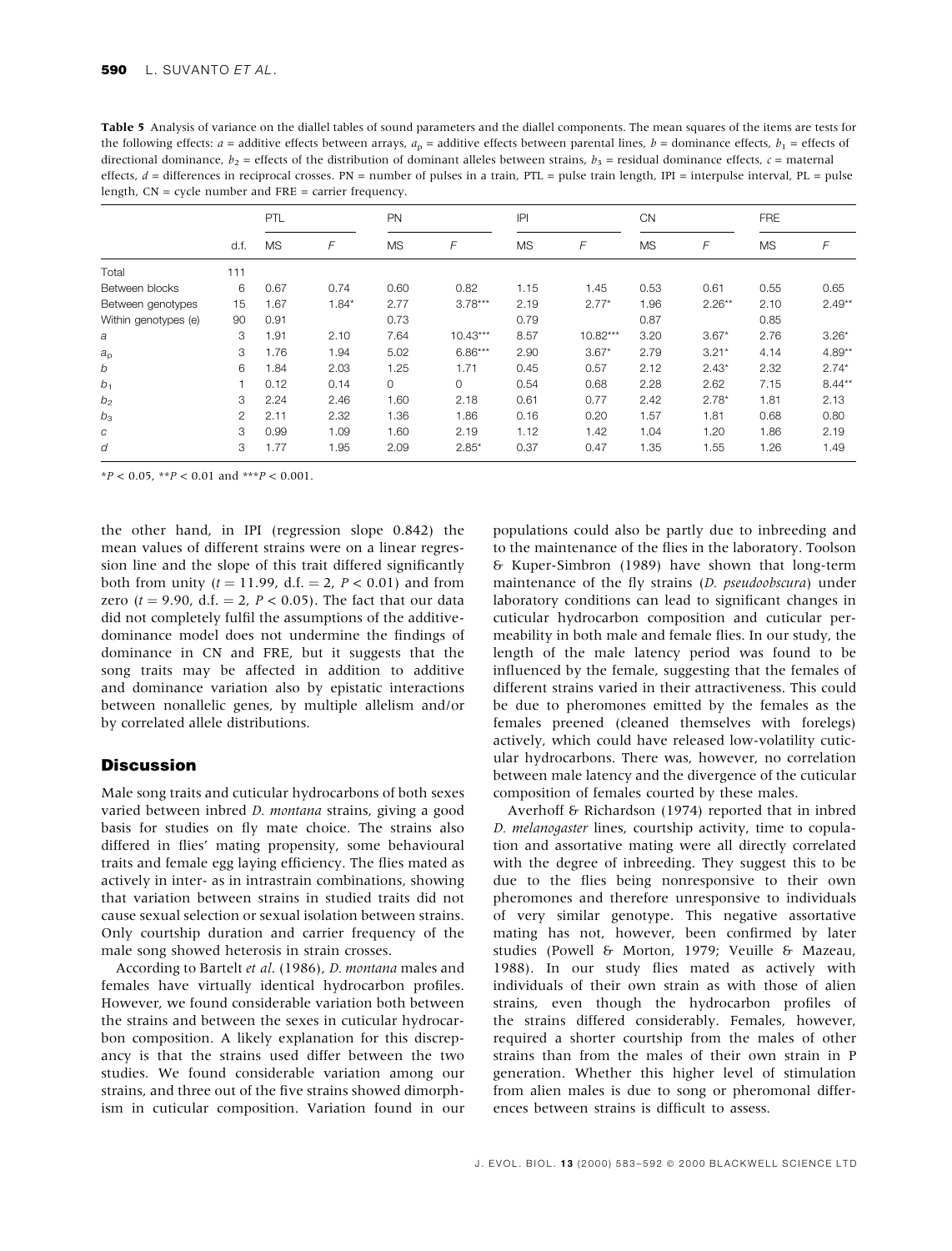**Table 5** Analysis of variance on the diallel tables of sound parameters and the diallel components. The mean squares of the items are tests for the following effects: $a$ = additive effects between arrays, $a_p$ = additive effects between parental lines, $b$ = dominance effects, $b_1$ = effects of directional dominance, $b_2$ = effects of the distribution of dominant alleles between strains, $b_3$ = residual dominance effects, $c$ = maternal effects, $d$ = differences in reciprocal crosses. PN = number of pulses in a train, PTL = pulse train length, IPI = interpulse interval, PL = pulse length, CN = cycle number and FRE = carrier frequency.

| | | PTL | | PN | | IPI | | CN | | FRE | |
|---|---|---|---|---|---|---|---|---|---|---|---|
| | d.f. | MS | $F$ | MS | $F$ | MS | $F$ | MS | $F$ | MS | $F$ |
| Total | 111 | | | | | | | | | | |
| Between blocks | 6 | 0.67 | 0.74 | 0.60 | 0.82 | 1.15 | 1.45 | 0.53 | 0.61 | 0.55 | 0.65 |
| Between genotypes | 15 | 1.67 | 1.84* | 2.77 | 3.78*** | 2.19 | 2.77* | 1.96 | 2.26** | 2.10 | 2.49** |
| Within genotypes (e) | 90 | 0.91 | | 0.73 | | 0.79 | | 0.87 | | 0.85 | |
| $a$ | 3 | 1.91 | 2.10 | 7.64 | 10.43*** | 8.57 | 10.82*** | 3.20 | 3.67* | 2.76 | 3.26* |
| $a_p$ | 3 | 1.76 | 1.94 | 5.02 | 6.86*** | 2.90 | 3.67* | 2.79 | 3.21* | 4.14 | 4.89** |
| $b$ | 6 | 1.84 | 2.03 | 1.25 | 1.71 | 0.45 | 0.57 | 2.12 | 2.43* | 2.32 | 2.74* |
| $b_1$ | 1 | 0.12 | 0.14 | 0 | 0 | 0.54 | 0.68 | 2.28 | 2.62 | 7.15 | 8.44** |
| $b_2$ | 3 | 2.24 | 2.46 | 1.60 | 2.18 | 0.61 | 0.77 | 2.42 | 2.78* | 1.81 | 2.13 |
| $b_3$ | 2 | 2.11 | 2.32 | 1.36 | 1.86 | 0.16 | 0.20 | 1.57 | 1.81 | 0.68 | 0.80 |
| $c$ | 3 | 0.99 | 1.09 | 1.60 | 2.19 | 1.12 | 1.42 | 1.04 | 1.20 | 1.86 | 2.19 |
| $d$ | 3 | 1.77 | 1.95 | 2.09 | 2.85* | 0.37 | 0.47 | 1.35 | 1.55 | 1.26 | 1.49 |

*$P < 0.05$, **$P < 0.01$ and ***$P < 0.001$.

the other hand, in IPI (regression slope 0.842) the mean values of different strains were on a linear regression line and the slope of this trait differed significantly both from unity ($t = 11.99$, d.f. = 2, $P < 0.01$) and from zero ($t = 9.90$, d.f. = 2, $P < 0.05$). The fact that our data did not completely fulfil the assumptions of the additive-dominance model does not undermine the findings of dominance in CN and FRE, but it suggests that the song traits may be affected in addition to additive and dominance variation also by epistatic interactions between nonallelic genes, by multiple allelism and/or by correlated allele distributions.

## Discussion

Male song traits and cuticular hydrocarbons of both sexes varied between inbred *D. montana* strains, giving a good basis for studies on fly mate choice. The strains also differed in flies' mating propensity, some behavioural traits and female egg laying efficiency. The flies mated as actively in inter- as in intrastrain combinations, showing that variation between strains in studied traits did not cause sexual selection or sexual isolation between strains. Only courtship duration and carrier frequency of the male song showed heterosis in strain crosses.

According to Bartelt *et al.* (1986), *D. montana* males and females have virtually identical hydrocarbon profiles. However, we found considerable variation both between the strains and between the sexes in cuticular hydrocarbon composition. A likely explanation for this discrepancy is that the strains used differ between the two studies. We found considerable variation among our strains, and three out of the five strains showed dimorphism in cuticular composition. Variation found in our populations could also be partly due to inbreeding and to the maintenance of the flies in the laboratory. Toolson & Kuper-Simbron (1989) have shown that long-term maintenance of the fly strains (*D. pseudoobscura*) under laboratory conditions can lead to significant changes in cuticular hydrocarbon composition and cuticular permeability in both male and female flies. In our study, the length of the male latency period was found to be influenced by the female, suggesting that the females of different strains varied in their attractiveness. This could be due to pheromones emitted by the females as the females preened (cleaned themselves with forelegs) actively, which could have released low-volatility cuticular hydrocarbons. There was, however, no correlation between male latency and the divergence of the cuticular composition of females courted by these males.

Averhoff & Richardson (1974) reported that in inbred *D. melanogaster* lines, courtship activity, time to copulation and assortative mating were all directly correlated with the degree of inbreeding. They suggest this to be due to the flies being nonresponsive to their own pheromones and therefore unresponsive to individuals of very similar genotype. This negative assortative mating has not, however, been confirmed by later studies (Powell & Morton, 1979; Veuille & Mazeau, 1988). In our study flies mated as actively with individuals of their own strain as with those of alien strains, even though the hydrocarbon profiles of the strains differed considerably. Females, however, required a shorter courtship from the males of other strains than from the males of their own strain in P generation. Whether this higher level of stimulation from alien males is due to song or pheromonal differences between strains is difficult to assess.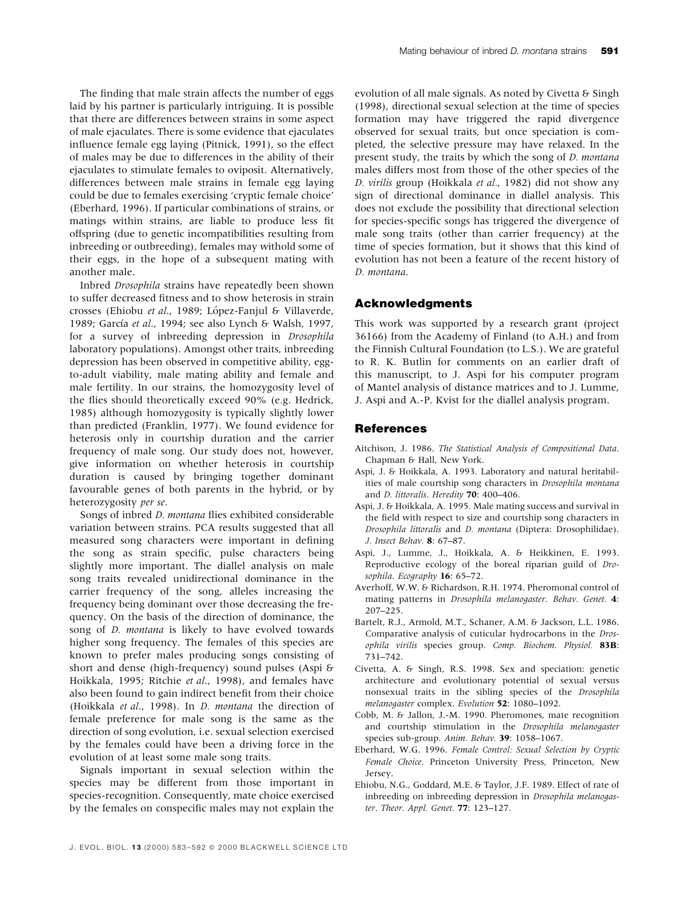The finding that male strain affects the number of eggs laid by his partner is particularly intriguing. It is possible that there are differences between strains in some aspect of male ejaculates. There is some evidence that ejaculates influence female egg laying (Pitnick, 1991), so the effect of males may be due to differences in the ability of their ejaculates to stimulate females to oviposit. Alternatively, differences between male strains in female egg laying could be due to females exercising 'cryptic female choice' (Eberhard, 1996). If particular combinations of strains, or matings within strains, are liable to produce less fit offspring (due to genetic incompatibilities resulting from inbreeding or outbreeding), females may withold some of their eggs, in the hope of a subsequent mating with another male.

Inbred *Drosophila* strains have repeatedly been shown to suffer decreased fitness and to show heterosis in strain crosses (Ehiobu *et al*., 1989; López-Fanjul & Villaverde, 1989; García *et al*., 1994; see also Lynch & Walsh, 1997, for a survey of inbreeding depression in *Drosophila* laboratory populations). Amongst other traits, inbreeding depression has been observed in competitive ability, egg-to-adult viability, male mating ability and female and male fertility. In our strains, the homozygosity level of the flies should theoretically exceed 90% (e.g. Hedrick, 1985) although homozygosity is typically slightly lower than predicted (Franklin, 1977). We found evidence for heterosis only in courtship duration and the carrier frequency of male song. Our study does not, however, give information on whether heterosis in courtship duration is caused by bringing together dominant favourable genes of both parents in the hybrid, or by heterozygosity *per se*.

Songs of inbred *D. montana* flies exhibited considerable variation between strains. PCA results suggested that all measured song characters were important in defining the song as strain specific, pulse characters being slightly more important. The diallel analysis on male song traits revealed unidirectional dominance in the carrier frequency of the song, alleles increasing the frequency being dominant over those decreasing the frequency. On the basis of the direction of dominance, the song of *D. montana* is likely to have evolved towards higher song frequency. The females of this species are known to prefer males producing songs consisting of short and dense (high-frequency) sound pulses (Aspi & Hoikkala, 1995; Ritchie *et al*., 1998), and females have also been found to gain indirect benefit from their choice (Hoikkala *et al*., 1998). In *D. montana* the direction of female preference for male song is the same as the direction of song evolution, i.e. sexual selection exercised by the females could have been a driving force in the evolution of at least some male song traits.

Signals important in sexual selection within the species may be different from those important in species-recognition. Consequently, mate choice exercised by the females on conspecific males may not explain the evolution of all male signals. As noted by Civetta & Singh (1998), directional sexual selection at the time of species formation may have triggered the rapid divergence observed for sexual traits, but once speciation is completed, the selective pressure may have relaxed. In the present study, the traits by which the song of *D. montana* males differs most from those of the other species of the *D. virilis* group (Hoikkala *et al*., 1982) did not show any sign of directional dominance in diallel analysis. This does not exclude the possibility that directional selection for species-specific songs has triggered the divergence of male song traits (other than carrier frequency) at the time of species formation, but it shows that this kind of evolution has not been a feature of the recent history of *D. montana*.

## Acknowledgments

This work was supported by a research grant (project 36166) from the Academy of Finland (to A.H.) and from the Finnish Cultural Foundation (to L.S.). We are grateful to R. K. Butlin for comments on an earlier draft of this manuscript, to J. Aspi for his computer program of Mantel analysis of distance matrices and to J. Lumme, J. Aspi and A.-P. Kvist for the diallel analysis program.

## References

Aitchison, J. 1986. *The Statistical Analysis of Compositional Data*. Chapman & Hall, New York.

Aspi, J. & Hoikkala, A. 1993. Laboratory and natural heritabilities of male courtship song characters in *Drosophila montana* and *D. littoralis*. *Heredity* **70**: 400–406.

Aspi, J. & Hoikkala, A. 1995. Male mating success and survival in the field with respect to size and courtship song characters in *Drosophila littoralis* and *D. montana* (Diptera: Drosophilidae). *J. Insect Behav.* **8**: 67–87.

Aspi, J., Lumme, J., Hoikkala, A. & Heikkinen, E. 1993. Reproductive ecology of the boreal riparian guild of *Drosophila*. *Ecography* **16**: 65–72.

Averhoff, W.W. & Richardson, R.H. 1974. Pheromonal control of mating patterns in *Drosophila melanogaster*. *Behav. Genet.* **4**: 207–225.

Bartelt, R.J., Armold, M.T., Schaner, A.M. & Jackson, L.L. 1986. Comparative analysis of cuticular hydrocarbons in the *Drosophila virilis* species group. *Comp. Biochem. Physiol.* **83B**: 731–742.

Civetta, A. & Singh, R.S. 1998. Sex and speciation: genetic architecture and evolutionary potential of sexual versus nonsexual traits in the sibling species of the *Drosophila melanogaster* complex. *Evolution* **52**: 1080–1092.

Cobb, M. & Jallon, J.-M. 1990. Pheromones, mate recognition and courtship stimulation in the *Drosophila melanogaster* species sub-group. *Anim. Behav.* **39**: 1058–1067.

Eberhard, W.G. 1996. *Female Control: Sexual Selection by Cryptic Female Choice*. Princeton University Press, Princeton, New Jersey.

Ehiobu, N.G., Goddard, M.E. & Taylor, J.F. 1989. Effect of rate of inbreeding on inbreeding depression in *Drosophila melanogaster*. *Theor. Appl. Genet.* **77**: 123–127.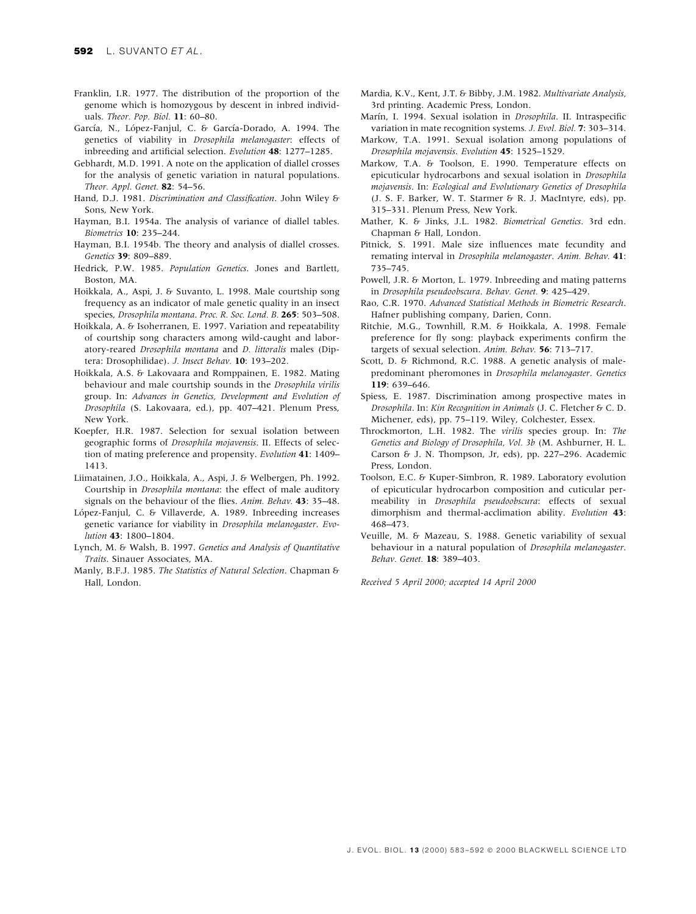Franklin, I.R. 1977. The distribution of the proportion of the genome which is homozygous by descent in inbred individuals. *Theor. Pop. Biol.* **11**: 60–80.

García, N., López-Fanjul, C. & García-Dorado, A. 1994. The genetics of viability in *Drosophila melanogaster*: effects of inbreeding and artificial selection. *Evolution* **48**: 1277–1285.

Gebhardt, M.D. 1991. A note on the application of diallel crosses for the analysis of genetic variation in natural populations. *Theor. Appl. Genet.* **82**: 54–56.

Hand, D.J. 1981. *Discrimination and Classification*. John Wiley & Sons, New York.

Hayman, B.I. 1954a. The analysis of variance of diallel tables. *Biometrics* **10**: 235–244.

Hayman, B.I. 1954b. The theory and analysis of diallel crosses. *Genetics* **39**: 809–889.

Hedrick, P.W. 1985. *Population Genetics*. Jones and Bartlett, Boston, MA.

Hoikkala, A., Aspi, J. & Suvanto, L. 1998. Male courtship song frequency as an indicator of male genetic quality in an insect species, *Drosophila montana*. *Proc. R. Soc. Lond. B.* **265**: 503–508.

Hoikkala, A. & Isoherranen, E. 1997. Variation and repeatability of courtship song characters among wild-caught and laboratory-reared *Drosophila montana* and *D. littoralis* males (Diptera: Drosophilidae). *J. Insect Behav.* **10**: 193–202.

Hoikkala, A.S. & Lakovaara and Romppainen, E. 1982. Mating behaviour and male courtship sounds in the *Drosophila virilis* group. In: *Advances in Genetics, Development and Evolution of Drosophila* (S. Lakovaara, ed.), pp. 407–421. Plenum Press, New York.

Koepfer, H.R. 1987. Selection for sexual isolation between geographic forms of *Drosophila mojavensis*. II. Effects of selection of mating preference and propensity. *Evolution* **41**: 1409–1413.

Liimatainen, J.O., Hoikkala, A., Aspi, J. & Welbergen, Ph. 1992. Courtship in *Drosophila montana*: the effect of male auditory signals on the behaviour of the flies. *Anim. Behav.* **43**: 35–48.

López-Fanjul, C. & Villaverde, A. 1989. Inbreeding increases genetic variance for viability in *Drosophila melanogaster*. *Evolution* **43**: 1800–1804.

Lynch, M. & Walsh, B. 1997. *Genetics and Analysis of Quantitative Traits*. Sinauer Associates, MA.

Manly, B.F.J. 1985. *The Statistics of Natural Selection*. Chapman & Hall, London.

Mardia, K.V., Kent, J.T. & Bibby, J.M. 1982. *Multivariate Analysis*, 3rd printing. Academic Press, London.

Marín, I. 1994. Sexual isolation in *Drosophila*. II. Intraspecific variation in mate recognition systems. *J. Evol. Biol.* **7**: 303–314.

Markow, T.A. 1991. Sexual isolation among populations of *Drosophila mojavensis*. *Evolution* **45**: 1525–1529.

Markow, T.A. & Toolson, E. 1990. Temperature effects on epicuticular hydrocarbons and sexual isolation in *Drosophila mojavensis*. In: *Ecological and Evolutionary Genetics of Drosophila* (J. S. F. Barker, W. T. Starmer & R. J. MacIntyre, eds), pp. 315–331. Plenum Press, New York.

Mather, K. & Jinks, J.L. 1982. *Biometrical Genetics*. 3rd edn. Chapman & Hall, London.

Pitnick, S. 1991. Male size influences mate fecundity and remating interval in *Drosophila melanogaster*. *Anim. Behav.* **41**: 735–745.

Powell, J.R. & Morton, L. 1979. Inbreeding and mating patterns in *Drosophila pseudoobscura*. *Behav. Genet.* **9**: 425–429.

Rao, C.R. 1970. *Advanced Statistical Methods in Biometric Research*. Hafner publishing company, Darien, Conn.

Ritchie, M.G., Townhill, R.M. & Hoikkala, A. 1998. Female preference for fly song: playback experiments confirm the targets of sexual selection. *Anim. Behav.* **56**: 713–717.

Scott, D. & Richmond, R.C. 1988. A genetic analysis of male-predominant pheromones in *Drosophila melanogaster*. *Genetics* **119**: 639–646.

Spiess, E. 1987. Discrimination among prospective mates in *Drosophila*. In: *Kin Recognition in Animals* (J. C. Fletcher & C. D. Michener, eds), pp. 75–119. Wiley, Colchester, Essex.

Throckmorton, L.H. 1982. The *virilis* species group. In: *The Genetics and Biology of Drosophila, Vol. 3b* (M. Ashburner, H. L. Carson & J. N. Thompson, Jr, eds), pp. 227–296. Academic Press, London.

Toolson, E.C. & Kuper-Simbron, R. 1989. Laboratory evolution of epicuticular hydrocarbon composition and cuticular permeability in *Drosophila pseudoobscura*: effects of sexual dimorphism and thermal-acclimation ability. *Evolution* **43**: 468–473.

Veuille, M. & Mazeau, S. 1988. Genetic variability of sexual behaviour in a natural population of *Drosophila melanogaster*. *Behav. Genet.* **18**: 389–403.

*Received 5 April 2000; accepted 14 April 2000*